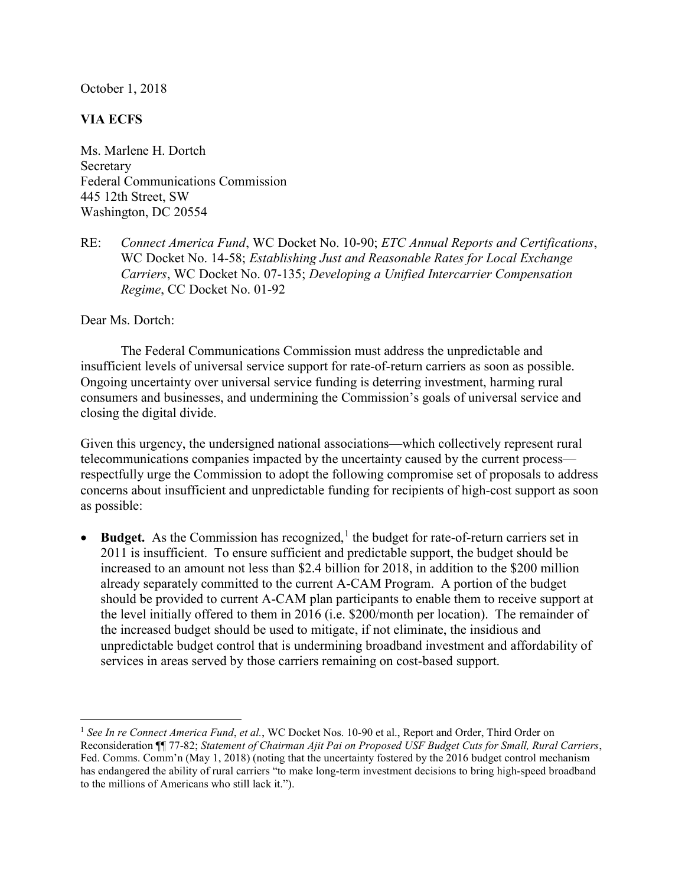October 1, 2018

**VIA ECFS**

Ms. Marlene H. Dortch
Secretary
Federal Communications Commission
445 12th Street, SW
Washington, DC 20554

RE: *Connect America Fund*, WC Docket No. 10-90; *ETC Annual Reports and Certifications*, WC Docket No. 14-58; *Establishing Just and Reasonable Rates for Local Exchange Carriers*, WC Docket No. 07-135; *Developing a Unified Intercarrier Compensation Regime*, CC Docket No. 01-92

Dear Ms. Dortch:

The Federal Communications Commission must address the unpredictable and insufficient levels of universal service support for rate-of-return carriers as soon as possible. Ongoing uncertainty over universal service funding is deterring investment, harming rural consumers and businesses, and undermining the Commission's goals of universal service and closing the digital divide.

Given this urgency, the undersigned national associations—which collectively represent rural telecommunications companies impacted by the uncertainty caused by the current process—respectfully urge the Commission to adopt the following compromise set of proposals to address concerns about insufficient and unpredictable funding for recipients of high-cost support as soon as possible:

- **Budget.** As the Commission has recognized,[1] the budget for rate-of-return carriers set in 2011 is insufficient. To ensure sufficient and predictable support, the budget should be increased to an amount not less than $2.4 billion for 2018, in addition to the $200 million already separately committed to the current A-CAM Program. A portion of the budget should be provided to current A-CAM plan participants to enable them to receive support at the level initially offered to them in 2016 (i.e. $200/month per location). The remainder of the increased budget should be used to mitigate, if not eliminate, the insidious and unpredictable budget control that is undermining broadband investment and affordability of services in areas served by those carriers remaining on cost-based support.

---

[1] *See In re Connect America Fund*, *et al.*, WC Docket Nos. 10-90 et al., Report and Order, Third Order on Reconsideration ¶¶ 77-82; *Statement of Chairman Ajit Pai on Proposed USF Budget Cuts for Small, Rural Carriers*, Fed. Comms. Comm'n (May 1, 2018) (noting that the uncertainty fostered by the 2016 budget control mechanism has endangered the ability of rural carriers "to make long-term investment decisions to bring high-speed broadband to the millions of Americans who still lack it.").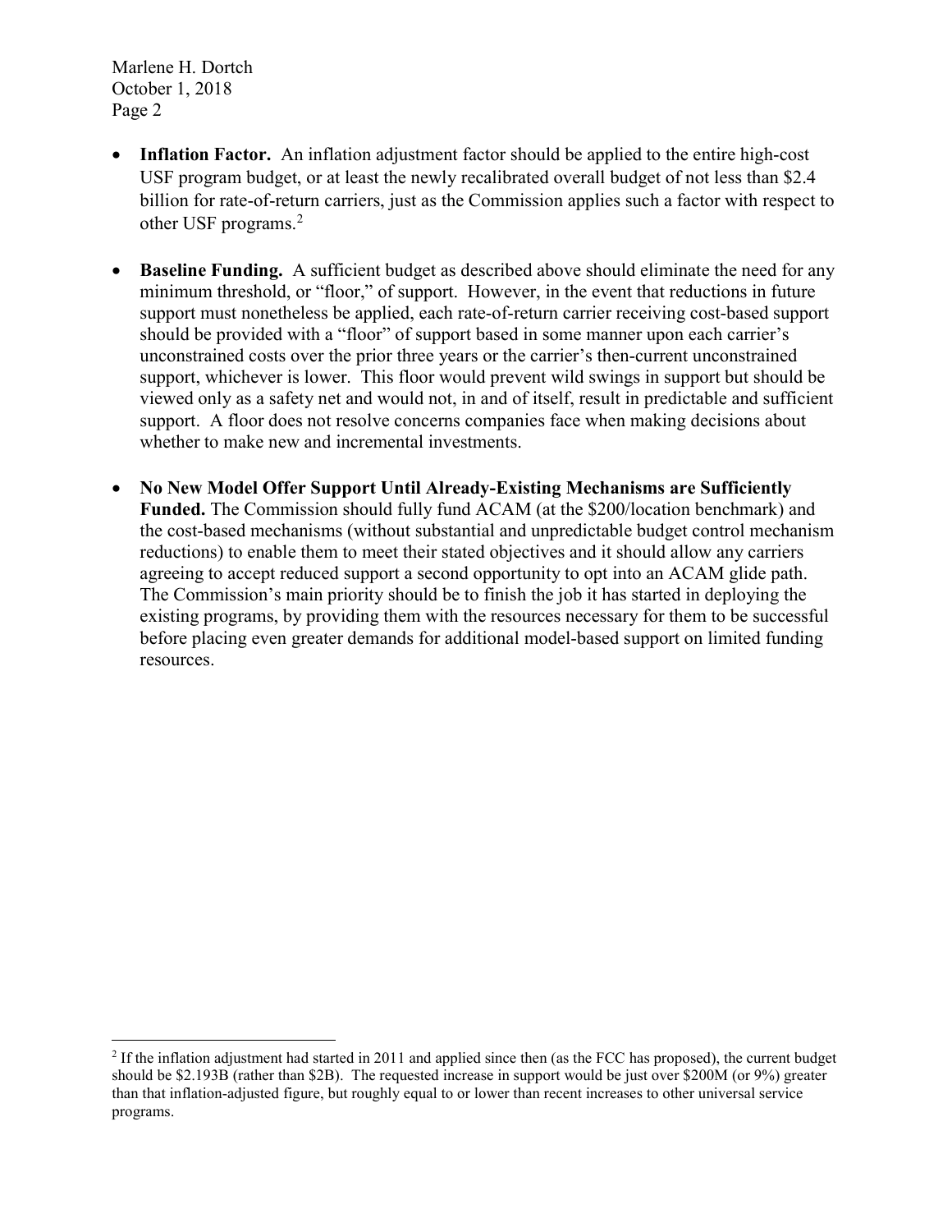- **Inflation Factor.** An inflation adjustment factor should be applied to the entire high-cost USF program budget, or at least the newly recalibrated overall budget of not less than $2.4 billion for rate-of-return carriers, just as the Commission applies such a factor with respect to other USF programs.[2]

- **Baseline Funding.** A sufficient budget as described above should eliminate the need for any minimum threshold, or "floor," of support. However, in the event that reductions in future support must nonetheless be applied, each rate-of-return carrier receiving cost-based support should be provided with a "floor" of support based in some manner upon each carrier's unconstrained costs over the prior three years or the carrier's then-current unconstrained support, whichever is lower. This floor would prevent wild swings in support but should be viewed only as a safety net and would not, in and of itself, result in predictable and sufficient support. A floor does not resolve concerns companies face when making decisions about whether to make new and incremental investments.

- **No New Model Offer Support Until Already-Existing Mechanisms are Sufficiently Funded.** The Commission should fully fund ACAM (at the $200/location benchmark) and the cost-based mechanisms (without substantial and unpredictable budget control mechanism reductions) to enable them to meet their stated objectives and it should allow any carriers agreeing to accept reduced support a second opportunity to opt into an ACAM glide path. The Commission's main priority should be to finish the job it has started in deploying the existing programs, by providing them with the resources necessary for them to be successful before placing even greater demands for additional model-based support on limited funding resources.

---

[2] If the inflation adjustment had started in 2011 and applied since then (as the FCC has proposed), the current budget should be $2.193B (rather than $2B). The requested increase in support would be just over $200M (or 9%) greater than that inflation-adjusted figure, but roughly equal to or lower than recent increases to other universal service programs.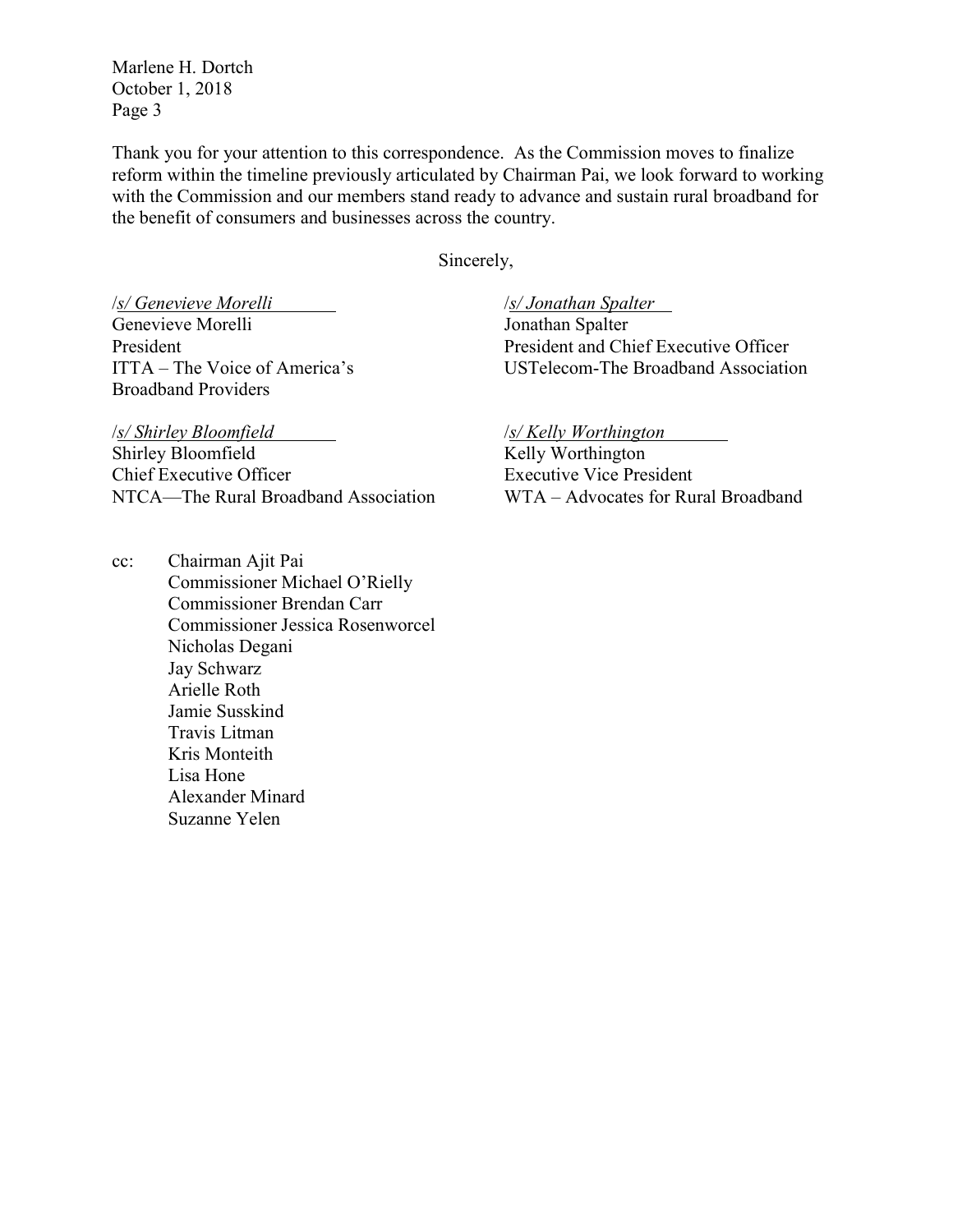Thank you for your attention to this correspondence. As the Commission moves to finalize reform within the timeline previously articulated by Chairman Pai, we look forward to working with the Commission and our members stand ready to advance and sustain rural broadband for the benefit of consumers and businesses across the country.

Sincerely,

/s/ *Genevieve Morelli*
Genevieve Morelli
President
ITTA – The Voice of America's Broadband Providers

/s/ *Jonathan Spalter*
Jonathan Spalter
President and Chief Executive Officer
USTelecom-The Broadband Association

/s/ *Shirley Bloomfield*
Shirley Bloomfield
Chief Executive Officer
NTCA—The Rural Broadband Association

/s/ *Kelly Worthington*
Kelly Worthington
Executive Vice President
WTA – Advocates for Rural Broadband

cc: Chairman Ajit Pai
Commissioner Michael O'Rielly
Commissioner Brendan Carr
Commissioner Jessica Rosenworcel
Nicholas Degani
Jay Schwarz
Arielle Roth
Jamie Susskind
Travis Litman
Kris Monteith
Lisa Hone
Alexander Minard
Suzanne Yelen